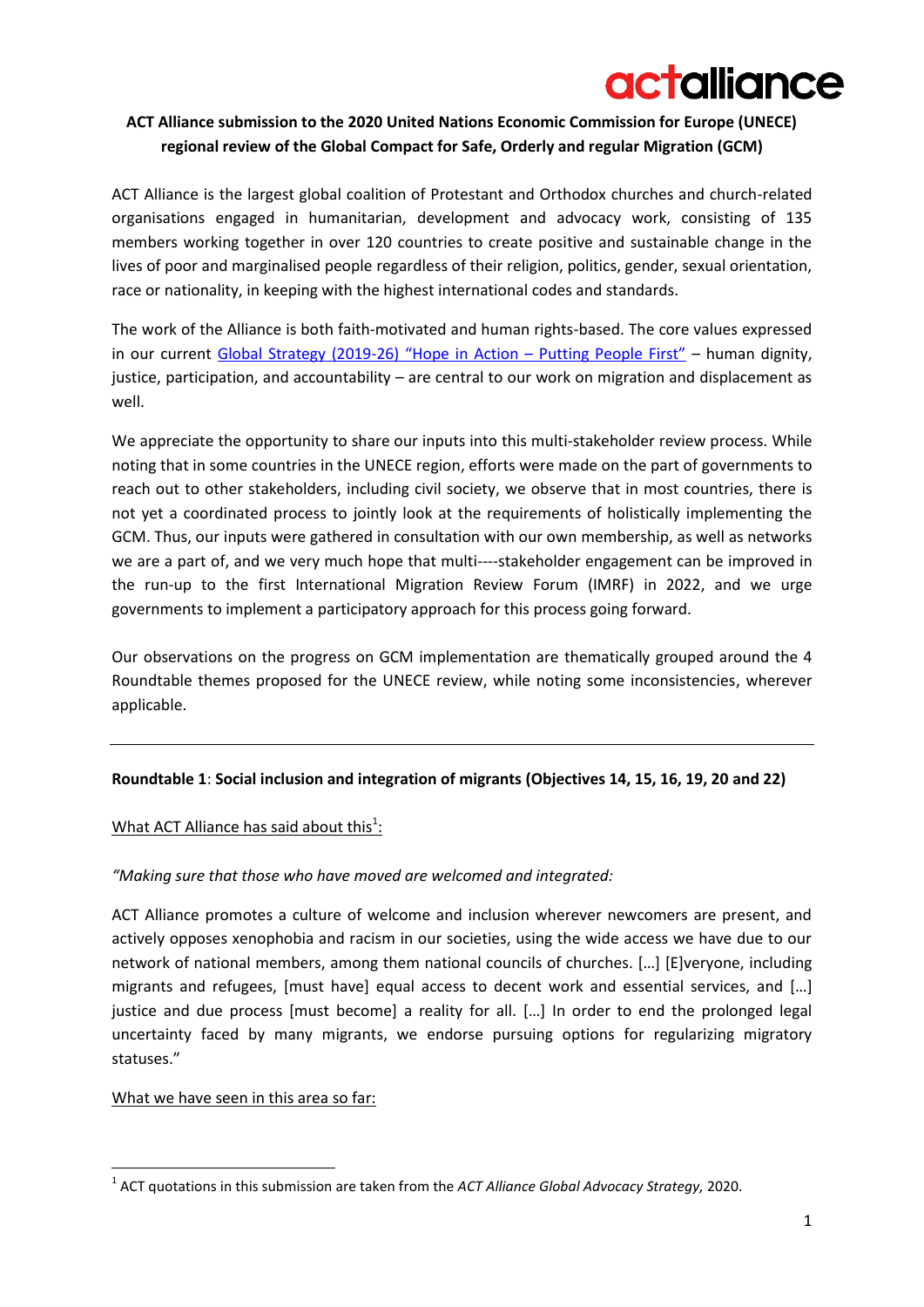actalliance

**ACT Alliance submission to the 2020 United Nations Economic Commission for Europe (UNECE) regional review of the Global Compact for Safe, Orderly and regular Migration (GCM)**

ACT Alliance is the largest global coalition of Protestant and Orthodox churches and church-related organisations engaged in humanitarian, development and advocacy work, consisting of 135 members working together in over 120 countries to create positive and sustainable change in the lives of poor and marginalised people regardless of their religion, politics, gender, sexual orientation, race or nationality, in keeping with the highest international codes and standards.

The work of the Alliance is both faith-motivated and human rights-based. The core values expressed in our current [Global Strategy (2019-26) "Hope in Action – Putting People First"] – human dignity, justice, participation, and accountability – are central to our work on migration and displacement as well.

We appreciate the opportunity to share our inputs into this multi-stakeholder review process. While noting that in some countries in the UNECE region, efforts were made on the part of governments to reach out to other stakeholders, including civil society, we observe that in most countries, there is not yet a coordinated process to jointly look at the requirements of holistically implementing the GCM. Thus, our inputs were gathered in consultation with our own membership, as well as networks we are a part of, and we very much hope that multi----stakeholder engagement can be improved in the run-up to the first International Migration Review Forum (IMRF) in 2022, and we urge governments to implement a participatory approach for this process going forward.

Our observations on the progress on GCM implementation are thematically grouped around the 4 Roundtable themes proposed for the UNECE review, while noting some inconsistencies, wherever applicable.

---

**Roundtable 1**: **Social inclusion and integration of migrants (Objectives 14, 15, 16, 19, 20 and 22)**

What ACT Alliance has said about this[1]:

*"Making sure that those who have moved are welcomed and integrated:*

ACT Alliance promotes a culture of welcome and inclusion wherever newcomers are present, and actively opposes xenophobia and racism in our societies, using the wide access we have due to our network of national members, among them national councils of churches. […] [E]veryone, including migrants and refugees, [must have] equal access to decent work and essential services, and […] justice and due process [must become] a reality for all. […] In order to end the prolonged legal uncertainty faced by many migrants, we endorse pursuing options for regularizing migratory statuses."

What we have seen in this area so far:

[1] ACT quotations in this submission are taken from the *ACT Alliance Global Advocacy Strategy,* 2020.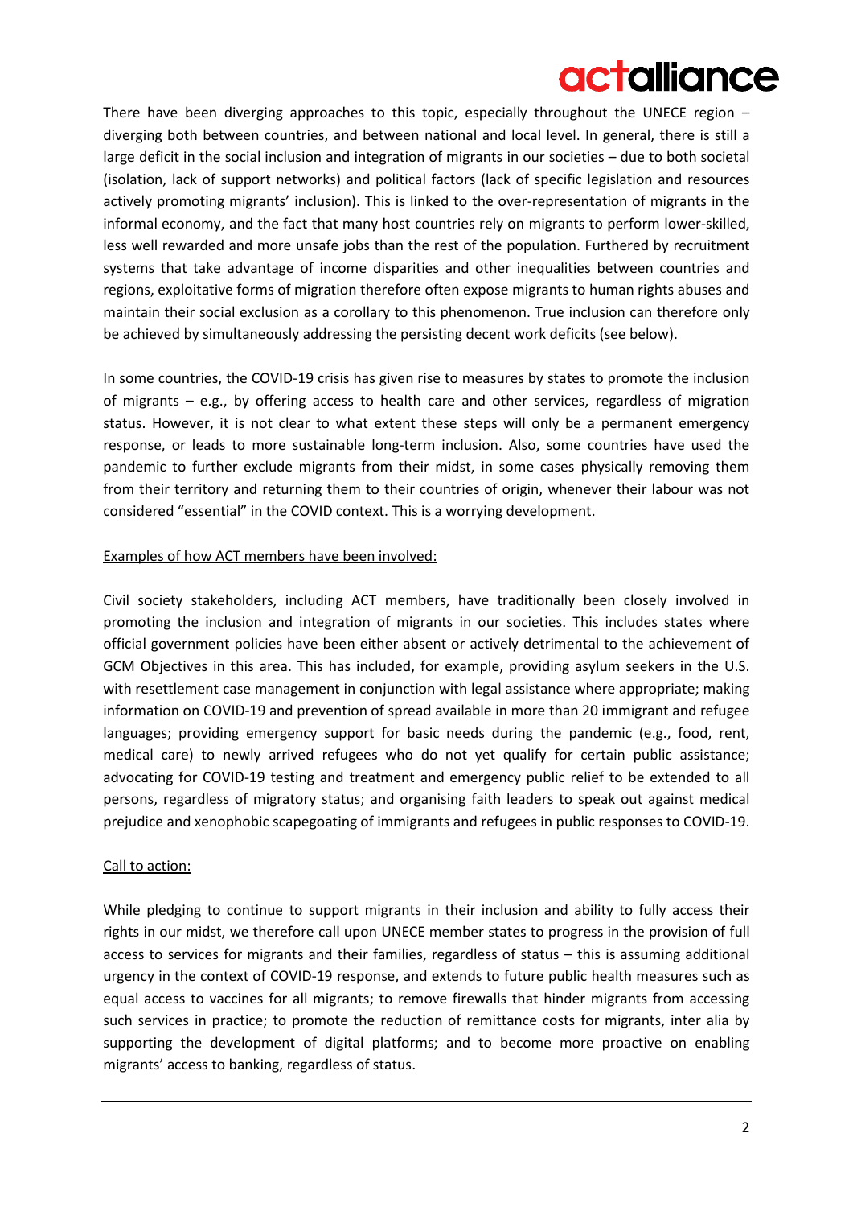There have been diverging approaches to this topic, especially throughout the UNECE region – diverging both between countries, and between national and local level. In general, there is still a large deficit in the social inclusion and integration of migrants in our societies – due to both societal (isolation, lack of support networks) and political factors (lack of specific legislation and resources actively promoting migrants' inclusion). This is linked to the over-representation of migrants in the informal economy, and the fact that many host countries rely on migrants to perform lower-skilled, less well rewarded and more unsafe jobs than the rest of the population. Furthered by recruitment systems that take advantage of income disparities and other inequalities between countries and regions, exploitative forms of migration therefore often expose migrants to human rights abuses and maintain their social exclusion as a corollary to this phenomenon. True inclusion can therefore only be achieved by simultaneously addressing the persisting decent work deficits (see below).

In some countries, the COVID-19 crisis has given rise to measures by states to promote the inclusion of migrants – e.g., by offering access to health care and other services, regardless of migration status. However, it is not clear to what extent these steps will only be a permanent emergency response, or leads to more sustainable long-term inclusion. Also, some countries have used the pandemic to further exclude migrants from their midst, in some cases physically removing them from their territory and returning them to their countries of origin, whenever their labour was not considered "essential" in the COVID context. This is a worrying development.

<u>Examples of how ACT members have been involved:</u>

Civil society stakeholders, including ACT members, have traditionally been closely involved in promoting the inclusion and integration of migrants in our societies. This includes states where official government policies have been either absent or actively detrimental to the achievement of GCM Objectives in this area. This has included, for example, providing asylum seekers in the U.S. with resettlement case management in conjunction with legal assistance where appropriate; making information on COVID-19 and prevention of spread available in more than 20 immigrant and refugee languages; providing emergency support for basic needs during the pandemic (e.g., food, rent, medical care) to newly arrived refugees who do not yet qualify for certain public assistance; advocating for COVID-19 testing and treatment and emergency public relief to be extended to all persons, regardless of migratory status; and organising faith leaders to speak out against medical prejudice and xenophobic scapegoating of immigrants and refugees in public responses to COVID-19.

<u>Call to action:</u>

While pledging to continue to support migrants in their inclusion and ability to fully access their rights in our midst, we therefore call upon UNECE member states to progress in the provision of full access to services for migrants and their families, regardless of status – this is assuming additional urgency in the context of COVID-19 response, and extends to future public health measures such as equal access to vaccines for all migrants; to remove firewalls that hinder migrants from accessing such services in practice; to promote the reduction of remittance costs for migrants, inter alia by supporting the development of digital platforms; and to become more proactive on enabling migrants' access to banking, regardless of status.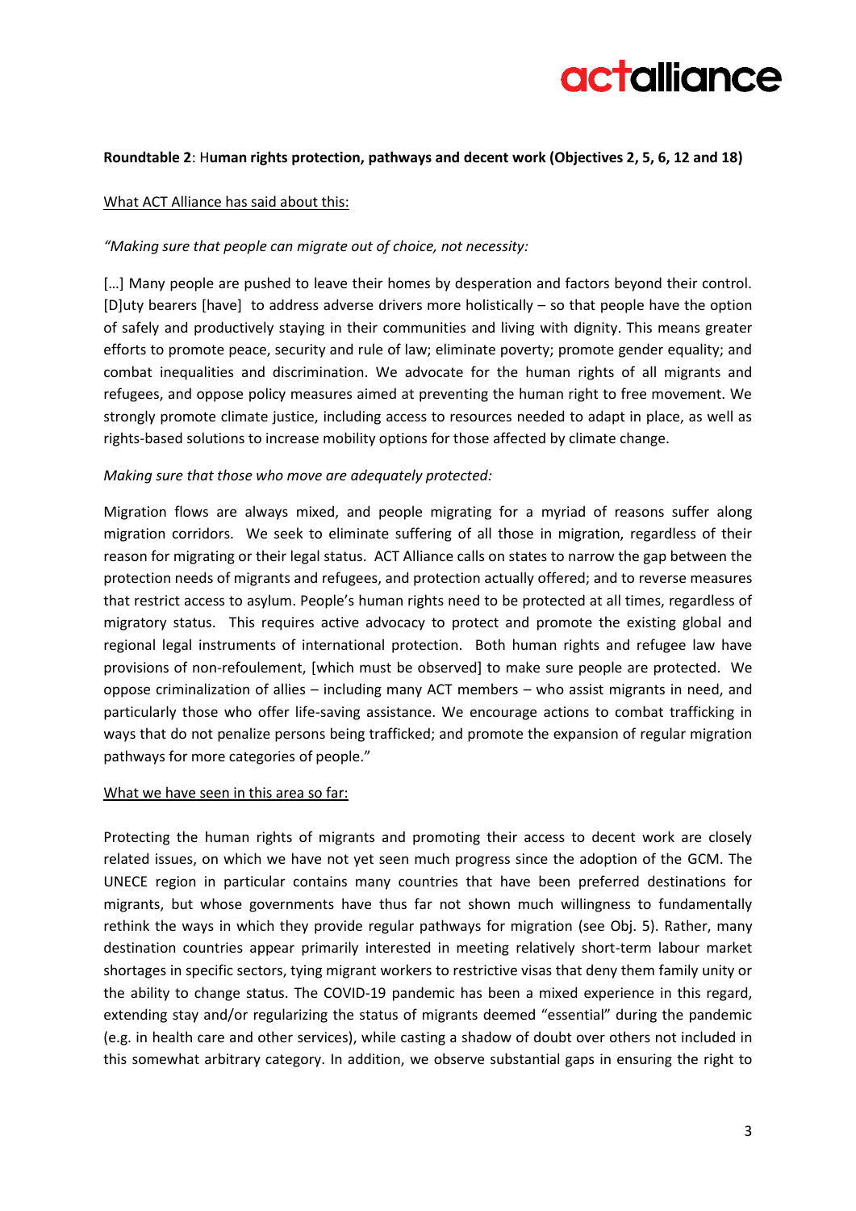**Roundtable 2**: H**uman rights protection, pathways and decent work (Objectives 2, 5, 6, 12 and 18)**

<u>What ACT Alliance has said about this:</u>

*"Making sure that people can migrate out of choice, not necessity:*

[…] Many people are pushed to leave their homes by desperation and factors beyond their control. [D]uty bearers [have] to address adverse drivers more holistically – so that people have the option of safely and productively staying in their communities and living with dignity. This means greater efforts to promote peace, security and rule of law; eliminate poverty; promote gender equality; and combat inequalities and discrimination. We advocate for the human rights of all migrants and refugees, and oppose policy measures aimed at preventing the human right to free movement. We strongly promote climate justice, including access to resources needed to adapt in place, as well as rights-based solutions to increase mobility options for those affected by climate change.

*Making sure that those who move are adequately protected:*

Migration flows are always mixed, and people migrating for a myriad of reasons suffer along migration corridors. We seek to eliminate suffering of all those in migration, regardless of their reason for migrating or their legal status. ACT Alliance calls on states to narrow the gap between the protection needs of migrants and refugees, and protection actually offered; and to reverse measures that restrict access to asylum. People's human rights need to be protected at all times, regardless of migratory status. This requires active advocacy to protect and promote the existing global and regional legal instruments of international protection. Both human rights and refugee law have provisions of non-refoulement, [which must be observed] to make sure people are protected. We oppose criminalization of allies – including many ACT members – who assist migrants in need, and particularly those who offer life-saving assistance. We encourage actions to combat trafficking in ways that do not penalize persons being trafficked; and promote the expansion of regular migration pathways for more categories of people."

<u>What we have seen in this area so far:</u>

Protecting the human rights of migrants and promoting their access to decent work are closely related issues, on which we have not yet seen much progress since the adoption of the GCM. The UNECE region in particular contains many countries that have been preferred destinations for migrants, but whose governments have thus far not shown much willingness to fundamentally rethink the ways in which they provide regular pathways for migration (see Obj. 5). Rather, many destination countries appear primarily interested in meeting relatively short-term labour market shortages in specific sectors, tying migrant workers to restrictive visas that deny them family unity or the ability to change status. The COVID-19 pandemic has been a mixed experience in this regard, extending stay and/or regularizing the status of migrants deemed "essential" during the pandemic (e.g. in health care and other services), while casting a shadow of doubt over others not included in this somewhat arbitrary category. In addition, we observe substantial gaps in ensuring the right to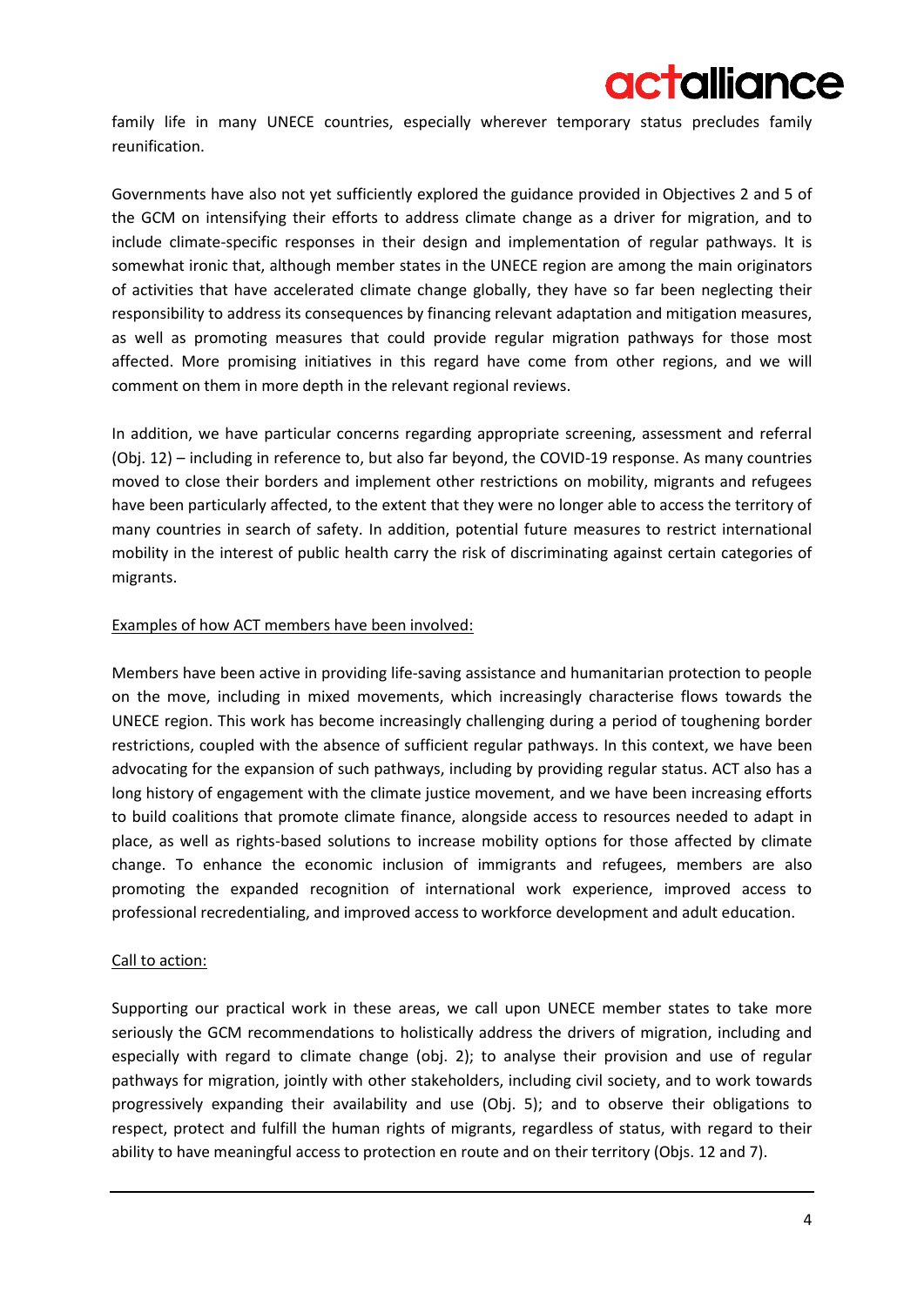family life in many UNECE countries, especially wherever temporary status precludes family reunification.

Governments have also not yet sufficiently explored the guidance provided in Objectives 2 and 5 of the GCM on intensifying their efforts to address climate change as a driver for migration, and to include climate-specific responses in their design and implementation of regular pathways. It is somewhat ironic that, although member states in the UNECE region are among the main originators of activities that have accelerated climate change globally, they have so far been neglecting their responsibility to address its consequences by financing relevant adaptation and mitigation measures, as well as promoting measures that could provide regular migration pathways for those most affected. More promising initiatives in this regard have come from other regions, and we will comment on them in more depth in the relevant regional reviews.

In addition, we have particular concerns regarding appropriate screening, assessment and referral (Obj. 12) – including in reference to, but also far beyond, the COVID-19 response. As many countries moved to close their borders and implement other restrictions on mobility, migrants and refugees have been particularly affected, to the extent that they were no longer able to access the territory of many countries in search of safety. In addition, potential future measures to restrict international mobility in the interest of public health carry the risk of discriminating against certain categories of migrants.

Examples of how ACT members have been involved:

Members have been active in providing life-saving assistance and humanitarian protection to people on the move, including in mixed movements, which increasingly characterise flows towards the UNECE region. This work has become increasingly challenging during a period of toughening border restrictions, coupled with the absence of sufficient regular pathways. In this context, we have been advocating for the expansion of such pathways, including by providing regular status. ACT also has a long history of engagement with the climate justice movement, and we have been increasing efforts to build coalitions that promote climate finance, alongside access to resources needed to adapt in place, as well as rights-based solutions to increase mobility options for those affected by climate change. To enhance the economic inclusion of immigrants and refugees, members are also promoting the expanded recognition of international work experience, improved access to professional recredentialing, and improved access to workforce development and adult education.

Call to action:

Supporting our practical work in these areas, we call upon UNECE member states to take more seriously the GCM recommendations to holistically address the drivers of migration, including and especially with regard to climate change (obj. 2); to analyse their provision and use of regular pathways for migration, jointly with other stakeholders, including civil society, and to work towards progressively expanding their availability and use (Obj. 5); and to observe their obligations to respect, protect and fulfill the human rights of migrants, regardless of status, with regard to their ability to have meaningful access to protection en route and on their territory (Objs. 12 and 7).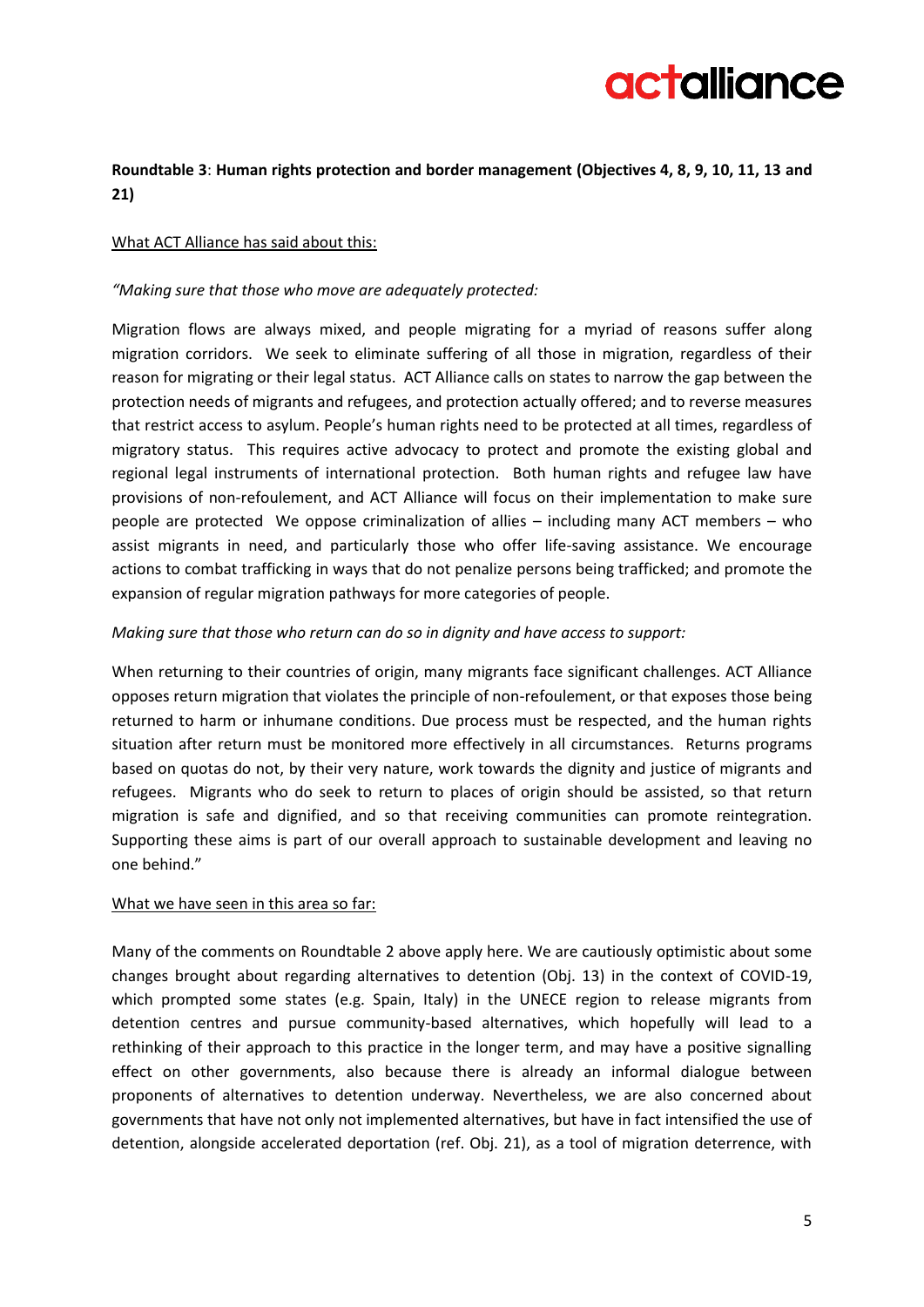**Roundtable 3**: **Human rights protection and border management (Objectives 4, 8, 9, 10, 11, 13 and 21)**

What ACT Alliance has said about this:

*"Making sure that those who move are adequately protected:*

Migration flows are always mixed, and people migrating for a myriad of reasons suffer along migration corridors. We seek to eliminate suffering of all those in migration, regardless of their reason for migrating or their legal status. ACT Alliance calls on states to narrow the gap between the protection needs of migrants and refugees, and protection actually offered; and to reverse measures that restrict access to asylum. People's human rights need to be protected at all times, regardless of migratory status. This requires active advocacy to protect and promote the existing global and regional legal instruments of international protection. Both human rights and refugee law have provisions of non-refoulement, and ACT Alliance will focus on their implementation to make sure people are protected We oppose criminalization of allies – including many ACT members – who assist migrants in need, and particularly those who offer life-saving assistance. We encourage actions to combat trafficking in ways that do not penalize persons being trafficked; and promote the expansion of regular migration pathways for more categories of people.

*Making sure that those who return can do so in dignity and have access to support:*

When returning to their countries of origin, many migrants face significant challenges. ACT Alliance opposes return migration that violates the principle of non-refoulement, or that exposes those being returned to harm or inhumane conditions. Due process must be respected, and the human rights situation after return must be monitored more effectively in all circumstances. Returns programs based on quotas do not, by their very nature, work towards the dignity and justice of migrants and refugees. Migrants who do seek to return to places of origin should be assisted, so that return migration is safe and dignified, and so that receiving communities can promote reintegration. Supporting these aims is part of our overall approach to sustainable development and leaving no one behind."

What we have seen in this area so far:

Many of the comments on Roundtable 2 above apply here. We are cautiously optimistic about some changes brought about regarding alternatives to detention (Obj. 13) in the context of COVID-19, which prompted some states (e.g. Spain, Italy) in the UNECE region to release migrants from detention centres and pursue community-based alternatives, which hopefully will lead to a rethinking of their approach to this practice in the longer term, and may have a positive signalling effect on other governments, also because there is already an informal dialogue between proponents of alternatives to detention underway. Nevertheless, we are also concerned about governments that have not only not implemented alternatives, but have in fact intensified the use of detention, alongside accelerated deportation (ref. Obj. 21), as a tool of migration deterrence, with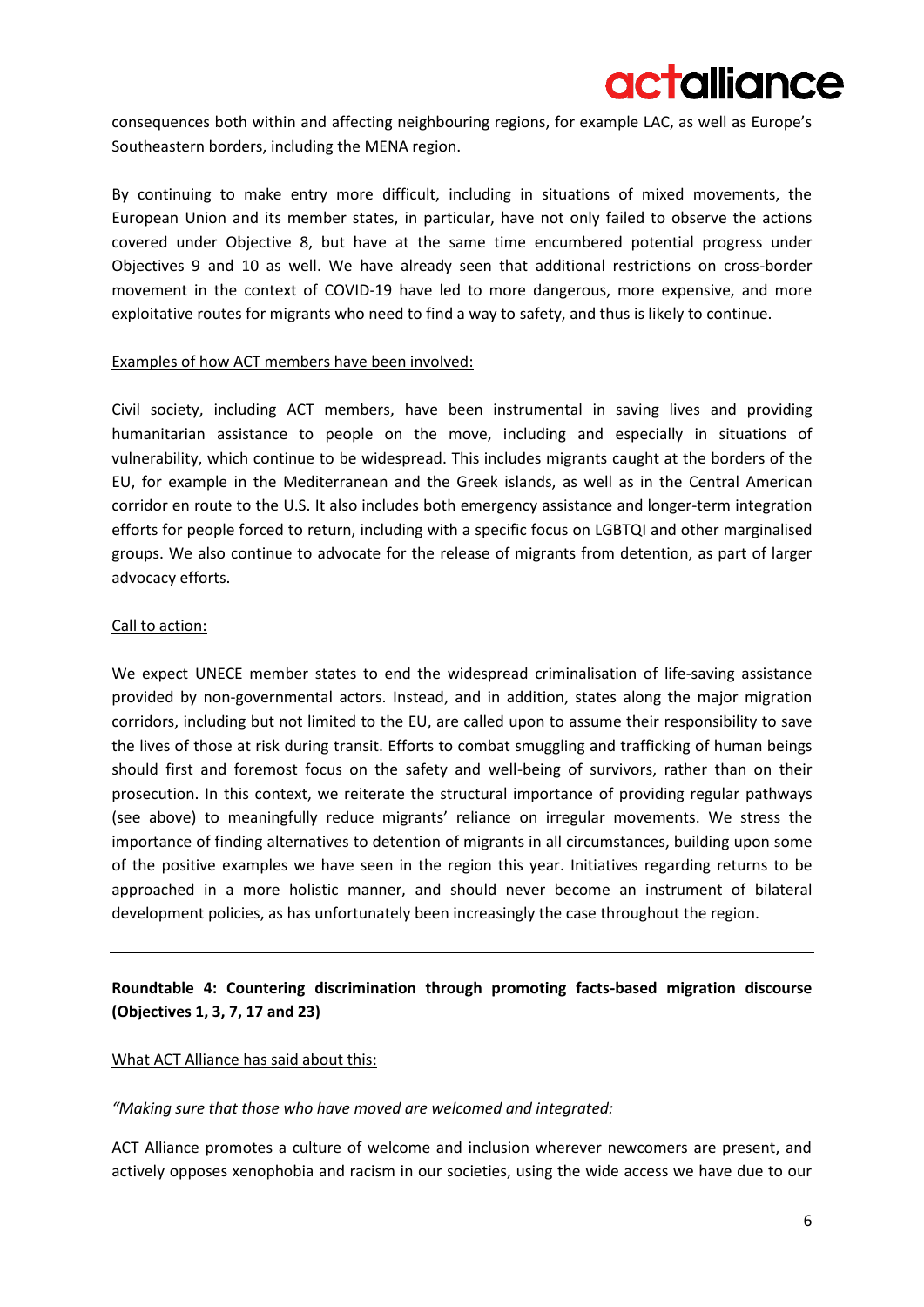consequences both within and affecting neighbouring regions, for example LAC, as well as Europe's Southeastern borders, including the MENA region.

By continuing to make entry more difficult, including in situations of mixed movements, the European Union and its member states, in particular, have not only failed to observe the actions covered under Objective 8, but have at the same time encumbered potential progress under Objectives 9 and 10 as well. We have already seen that additional restrictions on cross-border movement in the context of COVID-19 have led to more dangerous, more expensive, and more exploitative routes for migrants who need to find a way to safety, and thus is likely to continue.

<u>Examples of how ACT members have been involved:</u>

Civil society, including ACT members, have been instrumental in saving lives and providing humanitarian assistance to people on the move, including and especially in situations of vulnerability, which continue to be widespread. This includes migrants caught at the borders of the EU, for example in the Mediterranean and the Greek islands, as well as in the Central American corridor en route to the U.S. It also includes both emergency assistance and longer-term integration efforts for people forced to return, including with a specific focus on LGBTQI and other marginalised groups. We also continue to advocate for the release of migrants from detention, as part of larger advocacy efforts.

<u>Call to action:</u>

We expect UNECE member states to end the widespread criminalisation of life-saving assistance provided by non-governmental actors. Instead, and in addition, states along the major migration corridors, including but not limited to the EU, are called upon to assume their responsibility to save the lives of those at risk during transit. Efforts to combat smuggling and trafficking of human beings should first and foremost focus on the safety and well-being of survivors, rather than on their prosecution. In this context, we reiterate the structural importance of providing regular pathways (see above) to meaningfully reduce migrants' reliance on irregular movements. We stress the importance of finding alternatives to detention of migrants in all circumstances, building upon some of the positive examples we have seen in the region this year. Initiatives regarding returns to be approached in a more holistic manner, and should never become an instrument of bilateral development policies, as has unfortunately been increasingly the case throughout the region.

---

**Roundtable 4: Countering discrimination through promoting facts-based migration discourse (Objectives 1, 3, 7, 17 and 23)**

<u>What ACT Alliance has said about this:</u>

*"Making sure that those who have moved are welcomed and integrated:*

ACT Alliance promotes a culture of welcome and inclusion wherever newcomers are present, and actively opposes xenophobia and racism in our societies, using the wide access we have due to our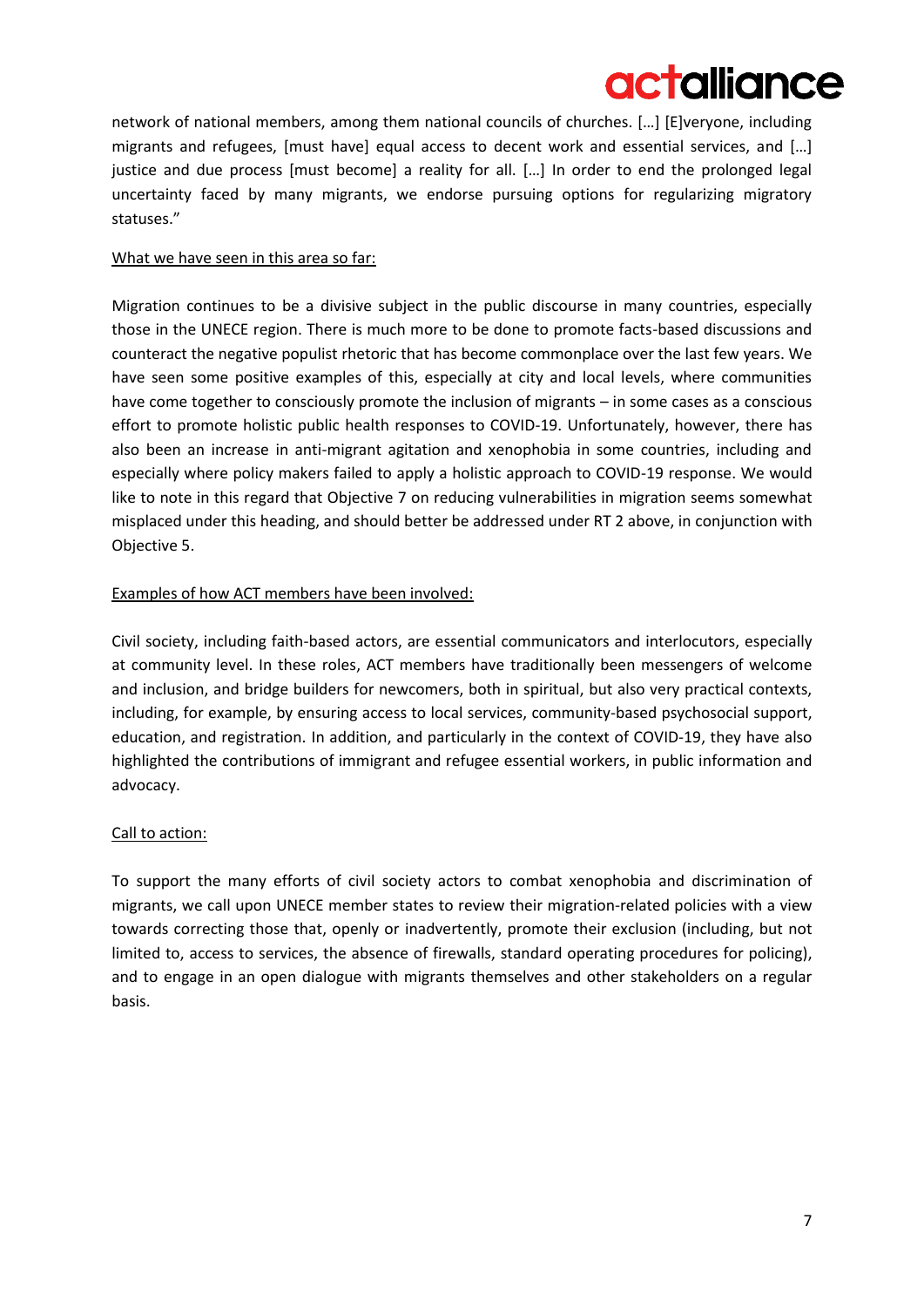network of national members, among them national councils of churches. […] [E]veryone, including migrants and refugees, [must have] equal access to decent work and essential services, and […] justice and due process [must become] a reality for all. […] In order to end the prolonged legal uncertainty faced by many migrants, we endorse pursuing options for regularizing migratory statuses."

<u>What we have seen in this area so far:</u>

Migration continues to be a divisive subject in the public discourse in many countries, especially those in the UNECE region. There is much more to be done to promote facts-based discussions and counteract the negative populist rhetoric that has become commonplace over the last few years. We have seen some positive examples of this, especially at city and local levels, where communities have come together to consciously promote the inclusion of migrants – in some cases as a conscious effort to promote holistic public health responses to COVID-19. Unfortunately, however, there has also been an increase in anti-migrant agitation and xenophobia in some countries, including and especially where policy makers failed to apply a holistic approach to COVID-19 response. We would like to note in this regard that Objective 7 on reducing vulnerabilities in migration seems somewhat misplaced under this heading, and should better be addressed under RT 2 above, in conjunction with Objective 5.

<u>Examples of how ACT members have been involved:</u>

Civil society, including faith-based actors, are essential communicators and interlocutors, especially at community level. In these roles, ACT members have traditionally been messengers of welcome and inclusion, and bridge builders for newcomers, both in spiritual, but also very practical contexts, including, for example, by ensuring access to local services, community-based psychosocial support, education, and registration. In addition, and particularly in the context of COVID-19, they have also highlighted the contributions of immigrant and refugee essential workers, in public information and advocacy.

<u>Call to action:</u>

To support the many efforts of civil society actors to combat xenophobia and discrimination of migrants, we call upon UNECE member states to review their migration-related policies with a view towards correcting those that, openly or inadvertently, promote their exclusion (including, but not limited to, access to services, the absence of firewalls, standard operating procedures for policing), and to engage in an open dialogue with migrants themselves and other stakeholders on a regular basis.